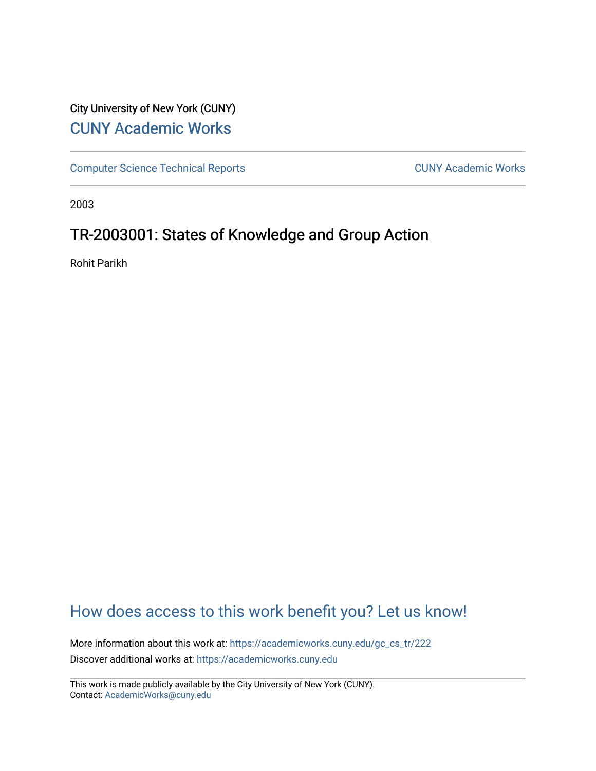City University of New York (CUNY)

[CUNY Academic Works](https://academicworks.cuny.edu)

[Computer Science Technical Reports](https://academicworks.cuny.edu/gc_cs_tr) | [CUNY Academic Works](https://academicworks.cuny.edu)

2003

# TR-2003001: States of Knowledge and Group Action

Rohit Parikh

[How does access to this work benefit you? Let us know!](https://academicworks.cuny.edu)

More information about this work at: https://academicworks.cuny.edu/gc_cs_tr/222

Discover additional works at: https://academicworks.cuny.edu

This work is made publicly available by the City University of New York (CUNY).
Contact: AcademicWorks@cuny.edu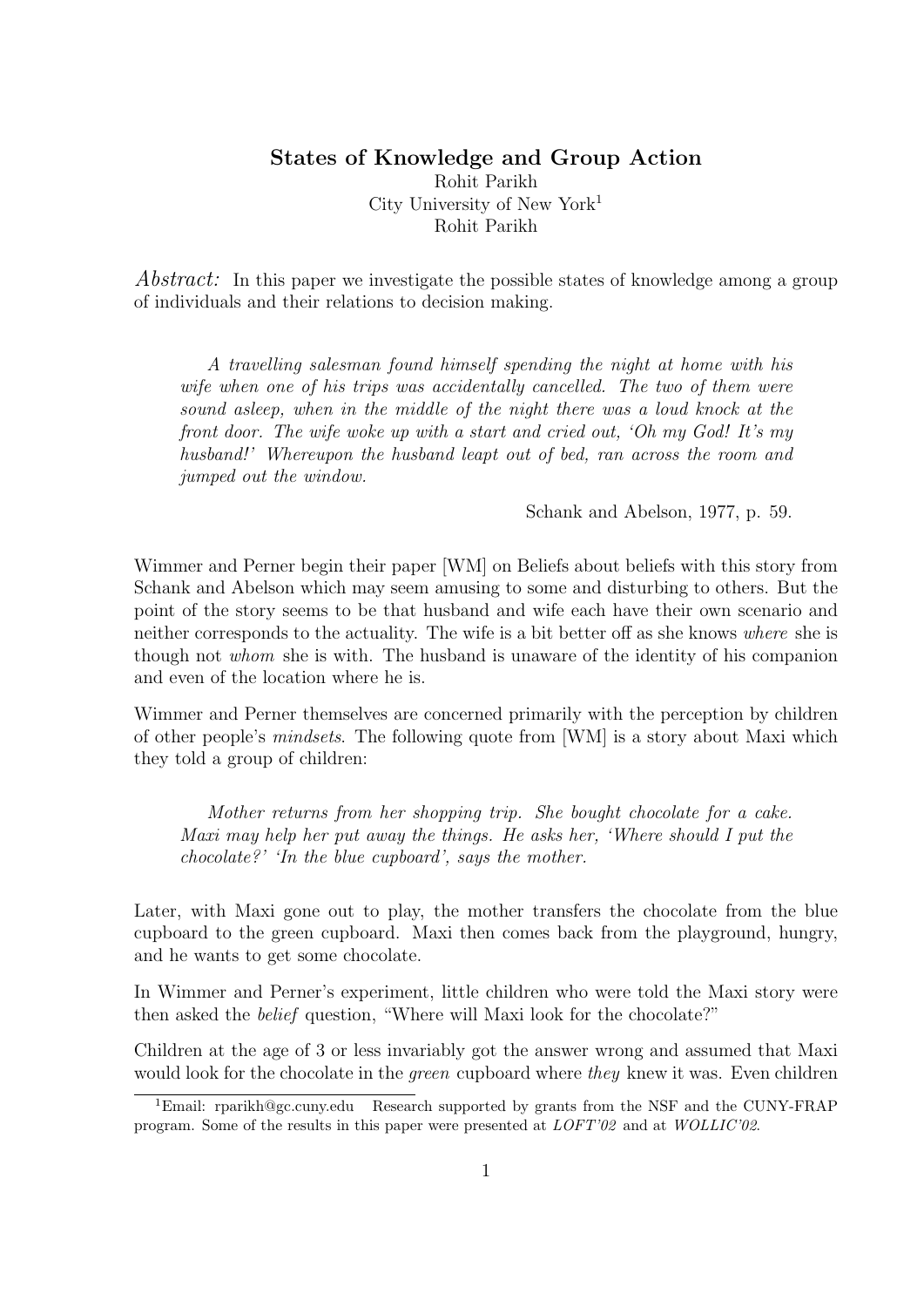# States of Knowledge and Group Action

Rohit Parikh
City University of New York[1]
Rohit Parikh

*Abstract:* In this paper we investigate the possible states of knowledge among a group of individuals and their relations to decision making.

> *A travelling salesman found himself spending the night at home with his wife when one of his trips was accidentally cancelled. The two of them were sound asleep, when in the middle of the night there was a loud knock at the front door. The wife woke up with a start and cried out, 'Oh my God! It's my husband!' Whereupon the husband leapt out of bed, ran across the room and jumped out the window.*
>
> Schank and Abelson, 1977, p. 59.

Wimmer and Perner begin their paper [WM] on Beliefs about beliefs with this story from Schank and Abelson which may seem amusing to some and disturbing to others. But the point of the story seems to be that husband and wife each have their own scenario and neither corresponds to the actuality. The wife is a bit better off as she knows *where* she is though not *whom* she is with. The husband is unaware of the identity of his companion and even of the location where he is.

Wimmer and Perner themselves are concerned primarily with the perception by children of other people's *mindsets*. The following quote from [WM] is a story about Maxi which they told a group of children:

> *Mother returns from her shopping trip. She bought chocolate for a cake. Maxi may help her put away the things. He asks her, 'Where should I put the chocolate?' 'In the blue cupboard', says the mother.*

Later, with Maxi gone out to play, the mother transfers the chocolate from the blue cupboard to the green cupboard. Maxi then comes back from the playground, hungry, and he wants to get some chocolate.

In Wimmer and Perner's experiment, little children who were told the Maxi story were then asked the *belief* question, "Where will Maxi look for the chocolate?"

Children at the age of 3 or less invariably got the answer wrong and assumed that Maxi would look for the chocolate in the *green* cupboard where *they* knew it was. Even children

[1] Email: rparikh@gc.cuny.edu Research supported by grants from the NSF and the CUNY-FRAP program. Some of the results in this paper were presented at *LOFT'02* and at *WOLLIC'02*.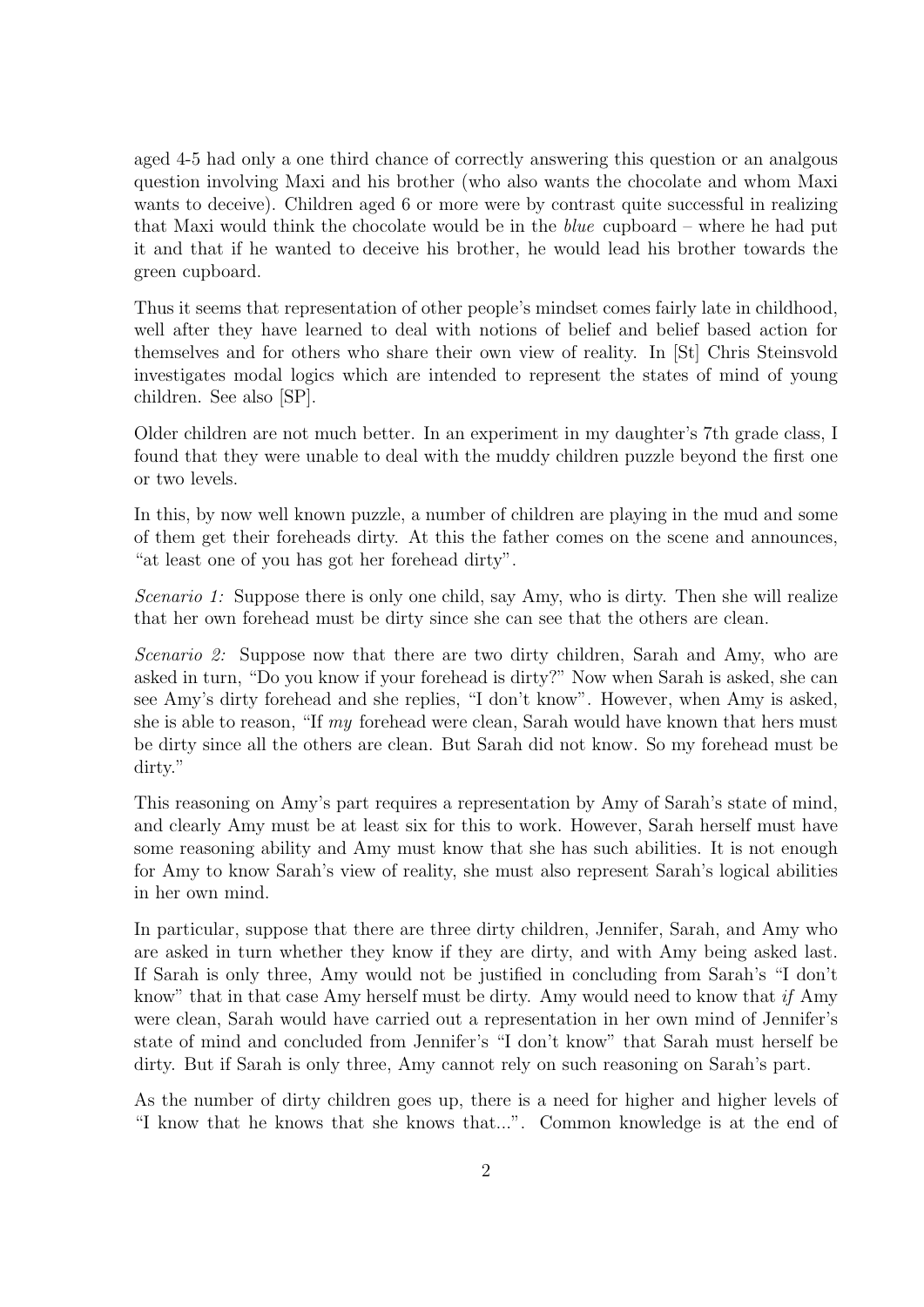aged 4-5 had only a one third chance of correctly answering this question or an analgous question involving Maxi and his brother (who also wants the chocolate and whom Maxi wants to deceive). Children aged 6 or more were by contrast quite successful in realizing that Maxi would think the chocolate would be in the *blue* cupboard – where he had put it and that if he wanted to deceive his brother, he would lead his brother towards the green cupboard.

Thus it seems that representation of other people's mindset comes fairly late in childhood, well after they have learned to deal with notions of belief and belief based action for themselves and for others who share their own view of reality. In [St] Chris Steinsvold investigates modal logics which are intended to represent the states of mind of young children. See also [SP].

Older children are not much better. In an experiment in my daughter's 7th grade class, I found that they were unable to deal with the muddy children puzzle beyond the first one or two levels.

In this, by now well known puzzle, a number of children are playing in the mud and some of them get their foreheads dirty. At this the father comes on the scene and announces, "at least one of you has got her forehead dirty".

*Scenario 1:* Suppose there is only one child, say Amy, who is dirty. Then she will realize that her own forehead must be dirty since she can see that the others are clean.

*Scenario 2:* Suppose now that there are two dirty children, Sarah and Amy, who are asked in turn, "Do you know if your forehead is dirty?" Now when Sarah is asked, she can see Amy's dirty forehead and she replies, "I don't know". However, when Amy is asked, she is able to reason, "If *my* forehead were clean, Sarah would have known that hers must be dirty since all the others are clean. But Sarah did not know. So my forehead must be dirty."

This reasoning on Amy's part requires a representation by Amy of Sarah's state of mind, and clearly Amy must be at least six for this to work. However, Sarah herself must have some reasoning ability and Amy must know that she has such abilities. It is not enough for Amy to know Sarah's view of reality, she must also represent Sarah's logical abilities in her own mind.

In particular, suppose that there are three dirty children, Jennifer, Sarah, and Amy who are asked in turn whether they know if they are dirty, and with Amy being asked last. If Sarah is only three, Amy would not be justified in concluding from Sarah's "I don't know" that in that case Amy herself must be dirty. Amy would need to know that *if* Amy were clean, Sarah would have carried out a representation in her own mind of Jennifer's state of mind and concluded from Jennifer's "I don't know" that Sarah must herself be dirty. But if Sarah is only three, Amy cannot rely on such reasoning on Sarah's part.

As the number of dirty children goes up, there is a need for higher and higher levels of "I know that he knows that she knows that...". Common knowledge is at the end of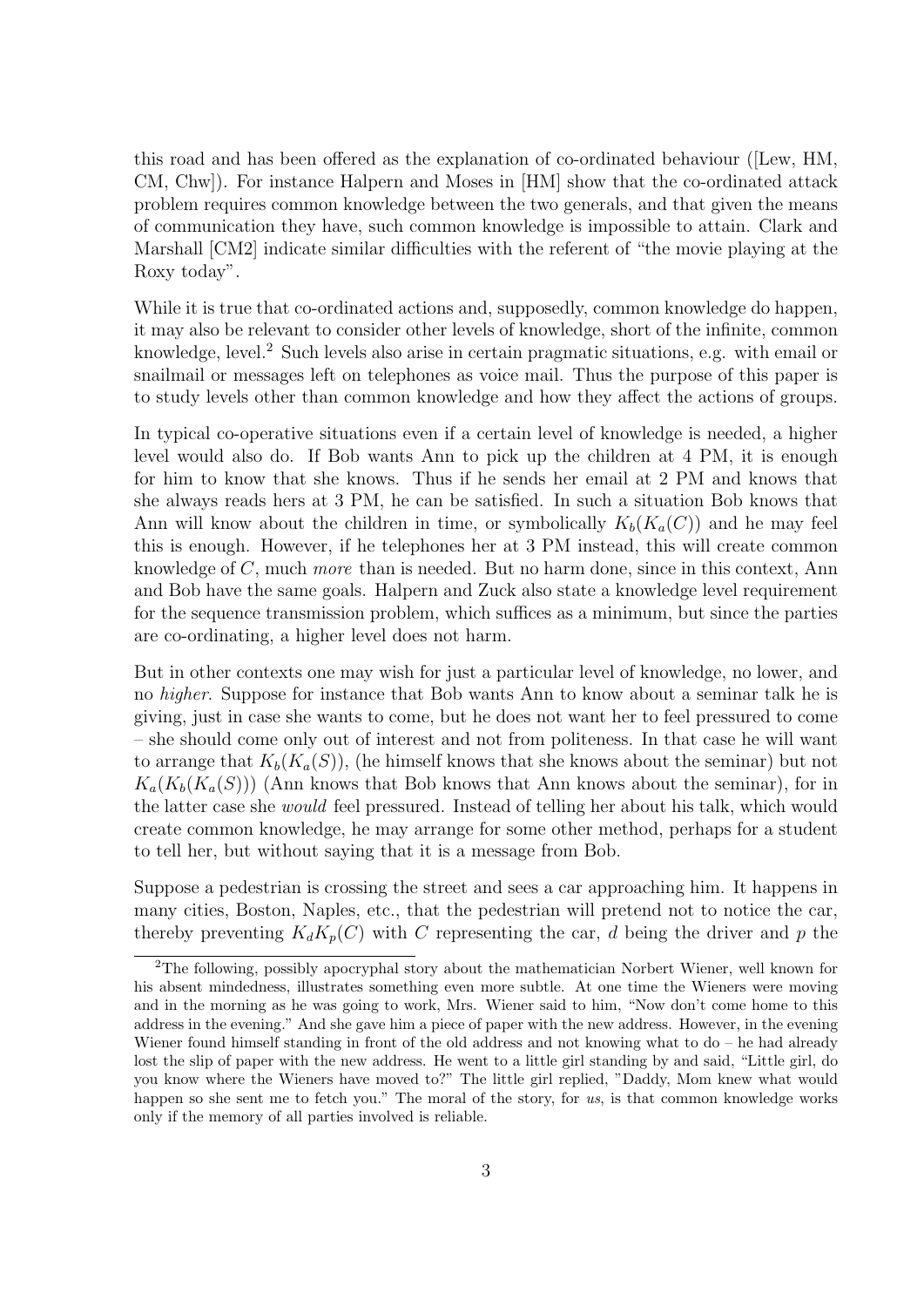this road and has been offered as the explanation of co-ordinated behaviour ([Lew, HM, CM, Chw]). For instance Halpern and Moses in [HM] show that the co-ordinated attack problem requires common knowledge between the two generals, and that given the means of communication they have, such common knowledge is impossible to attain. Clark and Marshall [CM2] indicate similar difficulties with the referent of "the movie playing at the Roxy today".

While it is true that co-ordinated actions and, supposedly, common knowledge do happen, it may also be relevant to consider other levels of knowledge, short of the infinite, common knowledge, level.[2] Such levels also arise in certain pragmatic situations, e.g. with email or snailmail or messages left on telephones as voice mail. Thus the purpose of this paper is to study levels other than common knowledge and how they affect the actions of groups.

In typical co-operative situations even if a certain level of knowledge is needed, a higher level would also do. If Bob wants Ann to pick up the children at 4 PM, it is enough for him to know that she knows. Thus if he sends her email at 2 PM and knows that she always reads hers at 3 PM, he can be satisfied. In such a situation Bob knows that Ann will know about the children in time, or symbolically $K_b(K_a(C))$ and he may feel this is enough. However, if he telephones her at 3 PM instead, this will create common knowledge of $C$, much *more* than is needed. But no harm done, since in this context, Ann and Bob have the same goals. Halpern and Zuck also state a knowledge level requirement for the sequence transmission problem, which suffices as a minimum, but since the parties are co-ordinating, a higher level does not harm.

But in other contexts one may wish for just a particular level of knowledge, no lower, and no *higher*. Suppose for instance that Bob wants Ann to know about a seminar talk he is giving, just in case she wants to come, but he does not want her to feel pressured to come – she should come only out of interest and not from politeness. In that case he will want to arrange that $K_b(K_a(S))$, (he himself knows that she knows about the seminar) but not $K_a(K_b(K_a(S)))$ (Ann knows that Bob knows that Ann knows about the seminar), for in the latter case she *would* feel pressured. Instead of telling her about his talk, which would create common knowledge, he may arrange for some other method, perhaps for a student to tell her, but without saying that it is a message from Bob.

Suppose a pedestrian is crossing the street and sees a car approaching him. It happens in many cities, Boston, Naples, etc., that the pedestrian will pretend not to notice the car, thereby preventing $K_d K_p(C)$ with $C$ representing the car, $d$ being the driver and $p$ the

[2] The following, possibly apocryphal story about the mathematician Norbert Wiener, well known for his absent mindedness, illustrates something even more subtle. At one time the Wieners were moving and in the morning as he was going to work, Mrs. Wiener said to him, "Now don't come home to this address in the evening." And she gave him a piece of paper with the new address. However, in the evening Wiener found himself standing in front of the old address and not knowing what to do – he had already lost the slip of paper with the new address. He went to a little girl standing by and said, "Little girl, do you know where the Wieners have moved to?" The little girl replied, "Daddy, Mom knew what would happen so she sent me to fetch you." The moral of the story, for *us*, is that common knowledge works only if the memory of all parties involved is reliable.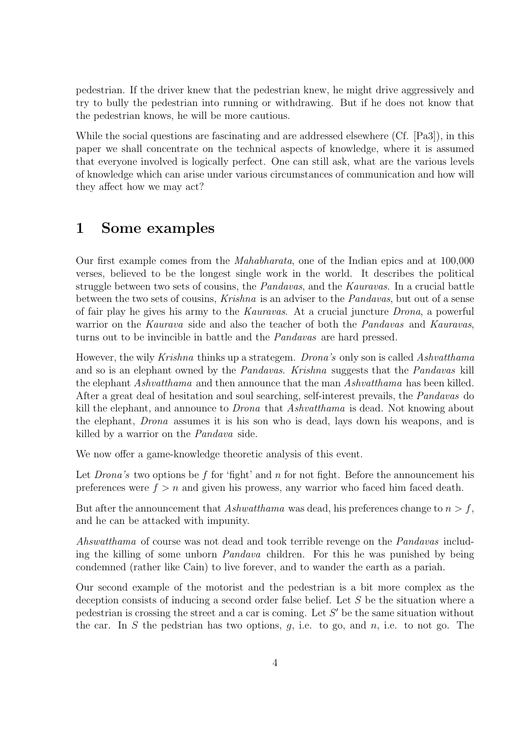pedestrian. If the driver knew that the pedestrian knew, he might drive aggressively and try to bully the pedestrian into running or withdrawing. But if he does not know that the pedestrian knows, he will be more cautious.

While the social questions are fascinating and are addressed elsewhere (Cf. [Pa3]), in this paper we shall concentrate on the technical aspects of knowledge, where it is assumed that everyone involved is logically perfect. One can still ask, what are the various levels of knowledge which can arise under various circumstances of communication and how will they affect how we may act?

# 1 Some examples

Our first example comes from the *Mahabharata*, one of the Indian epics and at 100,000 verses, believed to be the longest single work in the world. It describes the political struggle between two sets of cousins, the *Pandavas*, and the *Kauravas*. In a crucial battle between the two sets of cousins, *Krishna* is an adviser to the *Pandavas*, but out of a sense of fair play he gives his army to the *Kauravas*. At a crucial juncture *Drona*, a powerful warrior on the *Kaurava* side and also the teacher of both the *Pandavas* and *Kauravas*, turns out to be invincible in battle and the *Pandavas* are hard pressed.

However, the wily *Krishna* thinks up a strategem. *Drona's* only son is called *Ashvatthama* and so is an elephant owned by the *Pandavas*. *Krishna* suggests that the *Pandavas* kill the elephant *Ashvatthama* and then announce that the man *Ashvatthama* has been killed. After a great deal of hesitation and soul searching, self-interest prevails, the *Pandavas* do kill the elephant, and announce to *Drona* that *Ashvatthama* is dead. Not knowing about the elephant, *Drona* assumes it is his son who is dead, lays down his weapons, and is killed by a warrior on the *Pandava* side.

We now offer a game-knowledge theoretic analysis of this event.

Let *Drona's* two options be $f$ for 'fight' and $n$ for not fight. Before the announcement his preferences were $f > n$ and given his prowess, any warrior who faced him faced death.

But after the announcement that *Ashwatthama* was dead, his preferences change to $n > f$, and he can be attacked with impunity.

*Ahswatthama* of course was not dead and took terrible revenge on the *Pandavas* including the killing of some unborn *Pandava* children. For this he was punished by being condemned (rather like Cain) to live forever, and to wander the earth as a pariah.

Our second example of the motorist and the pedestrian is a bit more complex as the deception consists of inducing a second order false belief. Let $S$ be the situation where a pedestrian is crossing the street and a car is coming. Let $S'$ be the same situation without the car. In $S$ the pedstrian has two options, $g$, i.e. to go, and $n$, i.e. to not go. The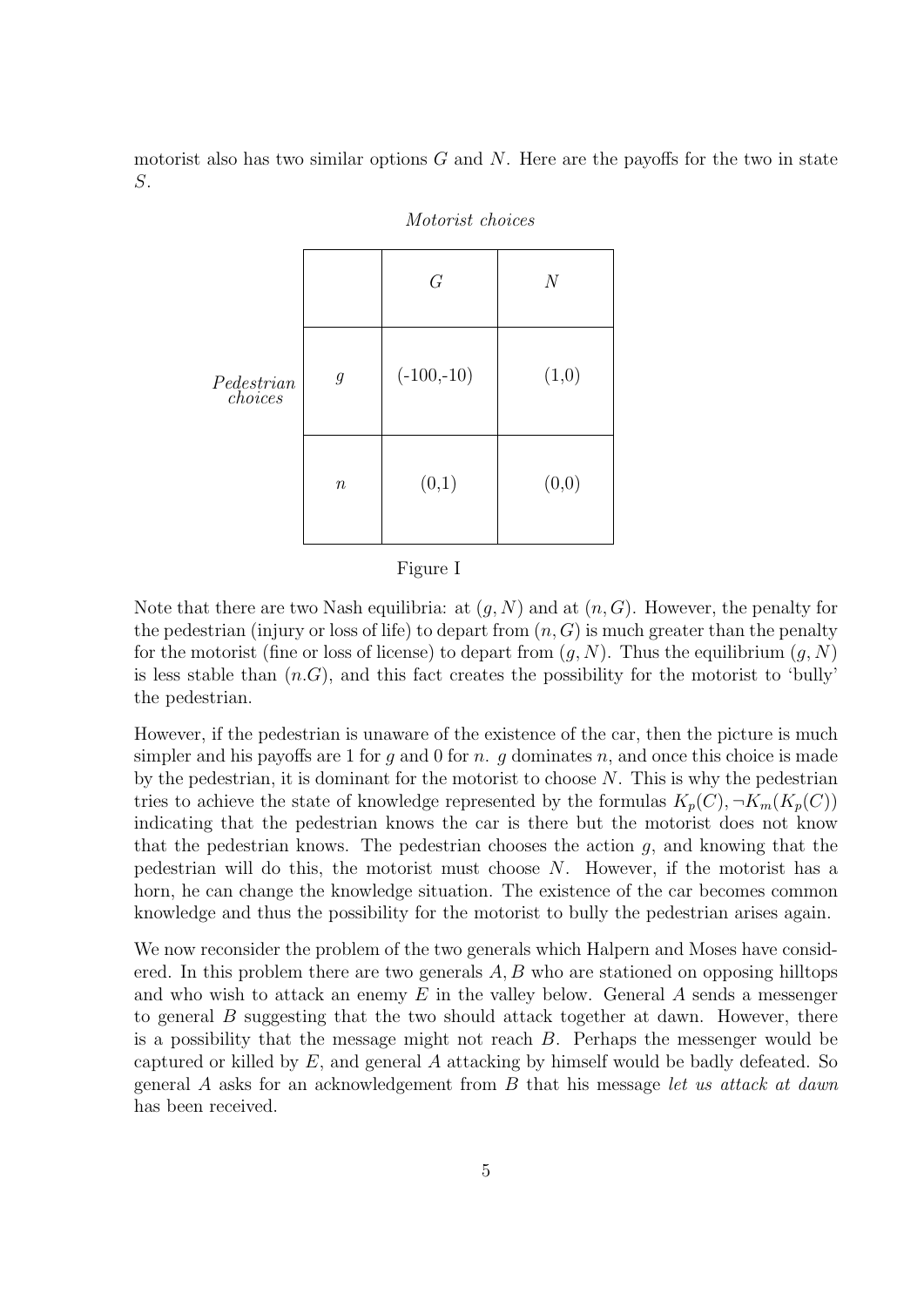motorist also has two similar options $G$ and $N$. Here are the payoffs for the two in state $S$.

*Motorist choices*

| *Pedestrian choices* | | $G$ | $N$ |
|---|---|---|---|
| | $g$ | (-100,-10) | (1,0) |
| | $n$ | (0,1) | (0,0) |

Figure I

Note that there are two Nash equilibria: at $(g, N)$ and at $(n, G)$. However, the penalty for the pedestrian (injury or loss of life) to depart from $(n, G)$ is much greater than the penalty for the motorist (fine or loss of license) to depart from $(g, N)$. Thus the equilibrium $(g, N)$ is less stable than $(n.G)$, and this fact creates the possibility for the motorist to 'bully' the pedestrian.

However, if the pedestrian is unaware of the existence of the car, then the picture is much simpler and his payoffs are 1 for $g$ and 0 for $n$. $g$ dominates $n$, and once this choice is made by the pedestrian, it is dominant for the motorist to choose $N$. This is why the pedestrian tries to achieve the state of knowledge represented by the formulas $K_p(C), \neg K_m(K_p(C))$ indicating that the pedestrian knows the car is there but the motorist does not know that the pedestrian knows. The pedestrian chooses the action $g$, and knowing that the pedestrian will do this, the motorist must choose $N$. However, if the motorist has a horn, he can change the knowledge situation. The existence of the car becomes common knowledge and thus the possibility for the motorist to bully the pedestrian arises again.

We now reconsider the problem of the two generals which Halpern and Moses have considered. In this problem there are two generals $A, B$ who are stationed on opposing hilltops and who wish to attack an enemy $E$ in the valley below. General $A$ sends a messenger to general $B$ suggesting that the two should attack together at dawn. However, there is a possibility that the message might not reach $B$. Perhaps the messenger would be captured or killed by $E$, and general $A$ attacking by himself would be badly defeated. So general $A$ asks for an acknowledgement from $B$ that his message *let us attack at dawn* has been received.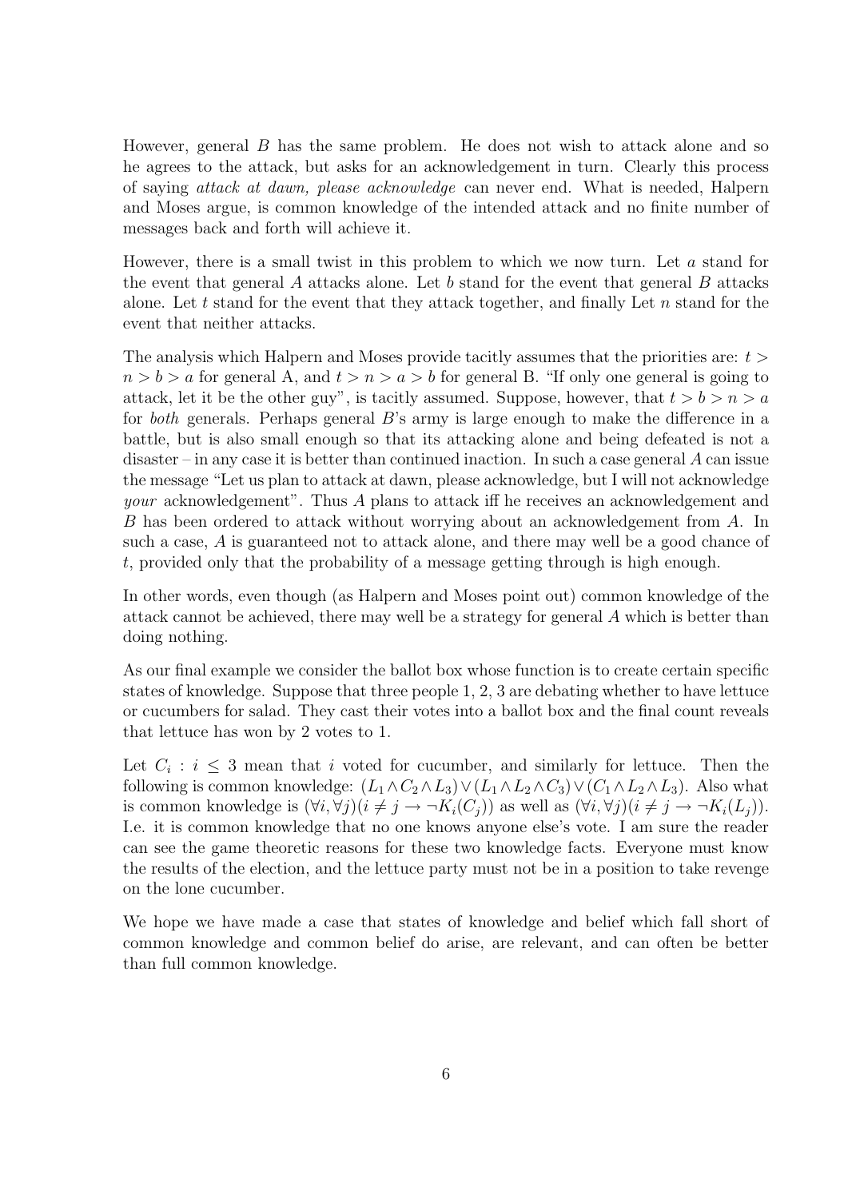However, general $B$ has the same problem. He does not wish to attack alone and so he agrees to the attack, but asks for an acknowledgement in turn. Clearly this process of saying *attack at dawn, please acknowledge* can never end. What is needed, Halpern and Moses argue, is common knowledge of the intended attack and no finite number of messages back and forth will achieve it.

However, there is a small twist in this problem to which we now turn. Let $a$ stand for the event that general $A$ attacks alone. Let $b$ stand for the event that general $B$ attacks alone. Let $t$ stand for the event that they attack together, and finally Let $n$ stand for the event that neither attacks.

The analysis which Halpern and Moses provide tacitly assumes that the priorities are: $t > n > b > a$ for general A, and $t > n > a > b$ for general B. "If only one general is going to attack, let it be the other guy", is tacitly assumed. Suppose, however, that $t > b > n > a$ for *both* generals. Perhaps general $B$'s army is large enough to make the difference in a battle, but is also small enough so that its attacking alone and being defeated is not a disaster – in any case it is better than continued inaction. In such a case general $A$ can issue the message "Let us plan to attack at dawn, please acknowledge, but I will not acknowledge *your* acknowledgement". Thus $A$ plans to attack iff he receives an acknowledgement and $B$ has been ordered to attack without worrying about an acknowledgement from $A$. In such a case, $A$ is guaranteed not to attack alone, and there may well be a good chance of $t$, provided only that the probability of a message getting through is high enough.

In other words, even though (as Halpern and Moses point out) common knowledge of the attack cannot be achieved, there may well be a strategy for general $A$ which is better than doing nothing.

As our final example we consider the ballot box whose function is to create certain specific states of knowledge. Suppose that three people 1, 2, 3 are debating whether to have lettuce or cucumbers for salad. They cast their votes into a ballot box and the final count reveals that lettuce has won by 2 votes to 1.

Let $C_i : i \leq 3$ mean that $i$ voted for cucumber, and similarly for lettuce. Then the following is common knowledge: $(L_1 \wedge C_2 \wedge L_3) \vee (L_1 \wedge L_2 \wedge C_3) \vee (C_1 \wedge L_2 \wedge L_3)$. Also what is common knowledge is $(\forall i, \forall j)(i \neq j \rightarrow \neg K_i(C_j))$ as well as $(\forall i, \forall j)(i \neq j \rightarrow \neg K_i(L_j))$. I.e. it is common knowledge that no one knows anyone else's vote. I am sure the reader can see the game theoretic reasons for these two knowledge facts. Everyone must know the results of the election, and the lettuce party must not be in a position to take revenge on the lone cucumber.

We hope we have made a case that states of knowledge and belief which fall short of common knowledge and common belief do arise, are relevant, and can often be better than full common knowledge.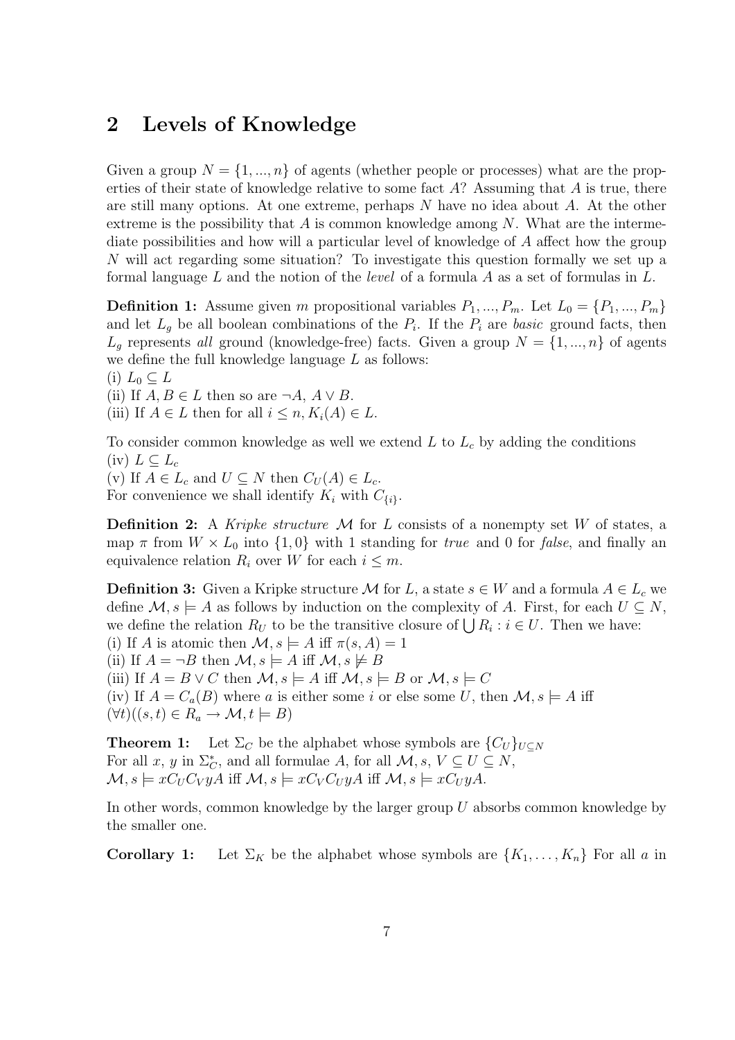## 2 Levels of Knowledge

Given a group $N = \{1, ..., n\}$ of agents (whether people or processes) what are the properties of their state of knowledge relative to some fact $A$? Assuming that $A$ is true, there are still many options. At one extreme, perhaps $N$ have no idea about $A$. At the other extreme is the possibility that $A$ is common knowledge among $N$. What are the intermediate possibilities and how will a particular level of knowledge of $A$ affect how the group $N$ will act regarding some situation? To investigate this question formally we set up a formal language $L$ and the notion of the *level* of a formula $A$ as a set of formulas in $L$.

**Definition 1:** Assume given $m$ propositional variables $P_1, ..., P_m$. Let $L_0 = \{P_1, ..., P_m\}$ and let $L_g$ be all boolean combinations of the $P_i$. If the $P_i$ are *basic* ground facts, then $L_g$ represents *all* ground (knowledge-free) facts. Given a group $N = \{1, ..., n\}$ of agents we define the full knowledge language $L$ as follows:
(i) $L_0 \subseteq L$
(ii) If $A, B \in L$ then so are $\neg A$, $A \vee B$.
(iii) If $A \in L$ then for all $i \leq n, K_i(A) \in L$.

To consider common knowledge as well we extend $L$ to $L_c$ by adding the conditions
(iv) $L \subseteq L_c$
(v) If $A \in L_c$ and $U \subseteq N$ then $C_U(A) \in L_c$.
For convenience we shall identify $K_i$ with $C_{\{i\}}$.

**Definition 2:** A *Kripke structure* $\mathcal{M}$ for $L$ consists of a nonempty set $W$ of states, a map $\pi$ from $W \times L_0$ into $\{1, 0\}$ with 1 standing for *true* and 0 for *false*, and finally an equivalence relation $R_i$ over $W$ for each $i \leq m$.

**Definition 3:** Given a Kripke structure $\mathcal{M}$ for $L$, a state $s \in W$ and a formula $A \in L_c$ we define $\mathcal{M}, s \models A$ as follows by induction on the complexity of $A$. First, for each $U \subseteq N$, we define the relation $R_U$ to be the transitive closure of $\bigcup R_i : i \in U$. Then we have:
(i) If $A$ is atomic then $\mathcal{M}, s \models A$ iff $\pi(s, A) = 1$
(ii) If $A = \neg B$ then $\mathcal{M}, s \models A$ iff $\mathcal{M}, s \not\models B$
(iii) If $A = B \vee C$ then $\mathcal{M}, s \models A$ iff $\mathcal{M}, s \models B$ or $\mathcal{M}, s \models C$
(iv) If $A = C_a(B)$ where $a$ is either some $i$ or else some $U$, then $\mathcal{M}, s \models A$ iff $(\forall t)((s, t) \in R_a \rightarrow \mathcal{M}, t \models B)$

**Theorem 1:** Let $\Sigma_C$ be the alphabet whose symbols are $\{C_U\}_{U \subseteq N}$
For all $x$, $y$ in $\Sigma_C^*$, and all formulae $A$, for all $\mathcal{M}, s$, $V \subseteq U \subseteq N$,
$\mathcal{M}, s \models x C_U C_V y A$ iff $\mathcal{M}, s \models x C_V C_U y A$ iff $\mathcal{M}, s \models x C_U y A$.

In other words, common knowledge by the larger group $U$ absorbs common knowledge by the smaller one.

**Corollary 1:** Let $\Sigma_K$ be the alphabet whose symbols are $\{K_1, \ldots, K_n\}$ For all $a$ in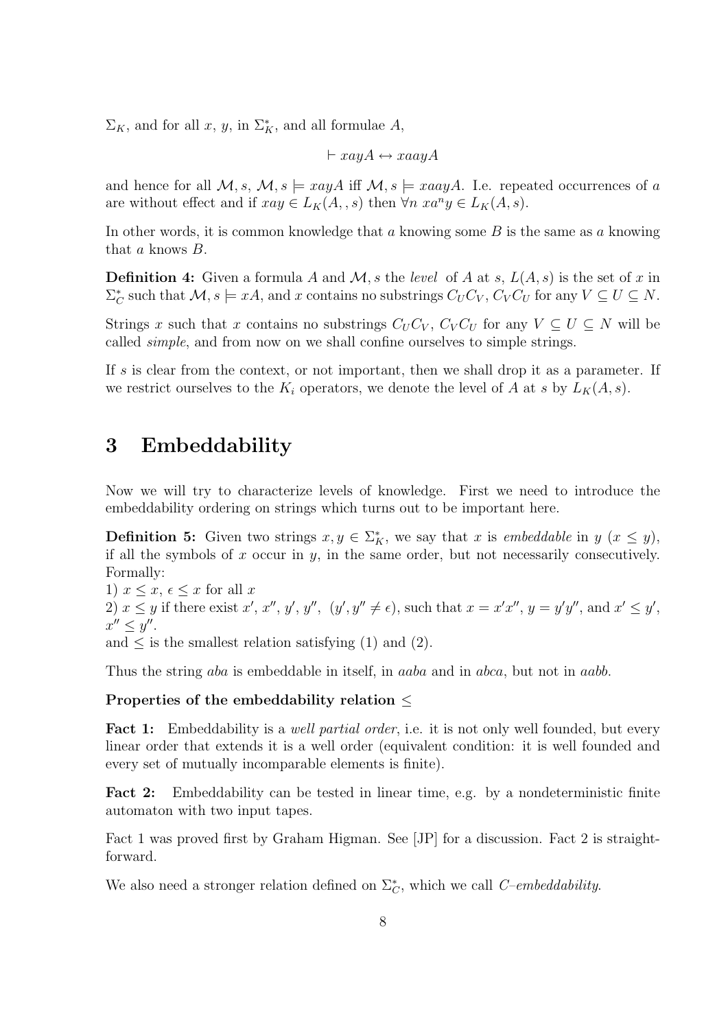$\Sigma_K$, and for all $x$, $y$, in $\Sigma_K^*$, and all formulae $A$,

$$\vdash xayA \leftrightarrow xaayA$$

and hence for all $\mathcal{M}, s$, $\mathcal{M}, s \models xayA$ iff $\mathcal{M}, s \models xaayA$. I.e. repeated occurrences of $a$ are without effect and if $xay \in L_K(A, , s)$ then $\forall n \; xa^n y \in L_K(A, s)$.

In other words, it is common knowledge that $a$ knowing some $B$ is the same as $a$ knowing that $a$ knows $B$.

**Definition 4:** Given a formula $A$ and $\mathcal{M}, s$ the *level* of $A$ at $s$, $L(A, s)$ is the set of $x$ in $\Sigma_C^*$ such that $\mathcal{M}, s \models xA$, and $x$ contains no substrings $C_U C_V$, $C_V C_U$ for any $V \subseteq U \subseteq N$.

Strings $x$ such that $x$ contains no substrings $C_U C_V$, $C_V C_U$ for any $V \subseteq U \subseteq N$ will be called *simple*, and from now on we shall confine ourselves to simple strings.

If $s$ is clear from the context, or not important, then we shall drop it as a parameter. If we restrict ourselves to the $K_i$ operators, we denote the level of $A$ at $s$ by $L_K(A, s)$.

# 3 Embeddability

Now we will try to characterize levels of knowledge. First we need to introduce the embeddability ordering on strings which turns out to be important here.

**Definition 5:** Given two strings $x, y \in \Sigma_K^*$, we say that $x$ is *embeddable* in $y$ ($x \leq y$), if all the symbols of $x$ occur in $y$, in the same order, but not necessarily consecutively. Formally:
1) $x \leq x$, $\epsilon \leq x$ for all $x$
2) $x \leq y$ if there exist $x'$, $x''$, $y'$, $y''$, $(y', y'' \neq \epsilon)$, such that $x = x'x''$, $y = y'y''$, and $x' \leq y'$, $x'' \leq y''$.
and $\leq$ is the smallest relation satisfying (1) and (2).

Thus the string $aba$ is embeddable in itself, in $aaba$ and in $abca$, but not in $aabb$.

**Properties of the embeddability relation $\leq$**

**Fact 1:** Embeddability is a *well partial order*, i.e. it is not only well founded, but every linear order that extends it is a well order (equivalent condition: it is well founded and every set of mutually incomparable elements is finite).

**Fact 2:** Embeddability can be tested in linear time, e.g. by a nondeterministic finite automaton with two input tapes.

Fact 1 was proved first by Graham Higman. See [JP] for a discussion. Fact 2 is straightforward.

We also need a stronger relation defined on $\Sigma_C^*$, which we call *C–embeddability*.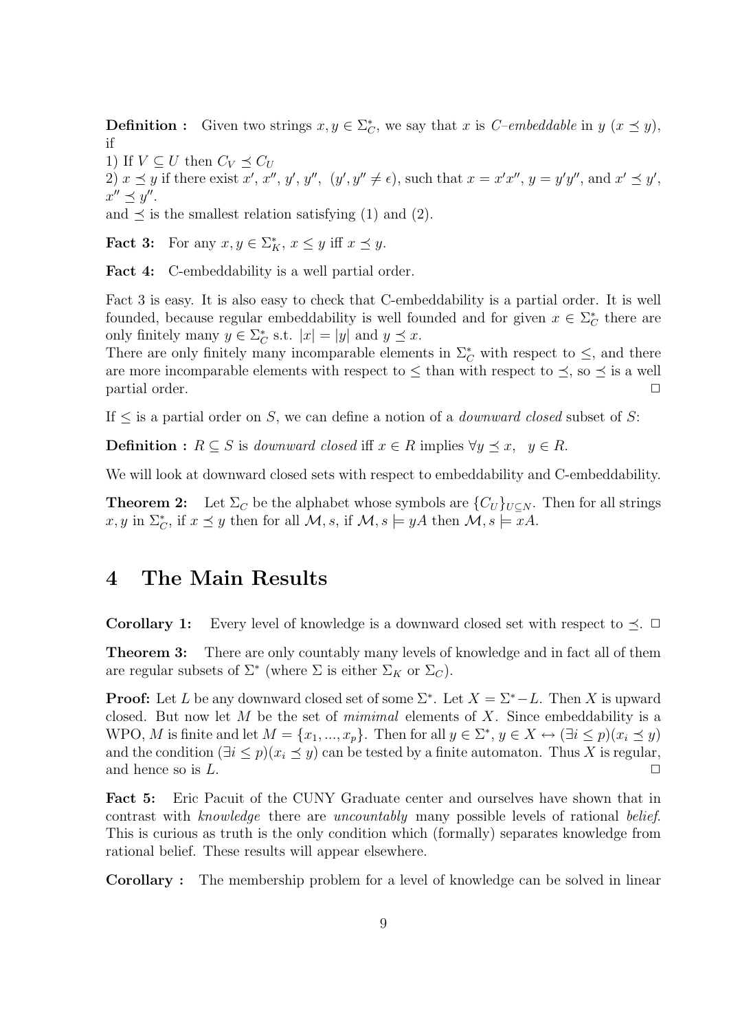**Definition :** Given two strings $x, y \in \Sigma_C^*$, we say that $x$ is *C–embeddable* in $y$ ($x \preceq y$), if

1) If $V \subseteq U$ then $C_V \preceq C_U$

2) $x \preceq y$ if there exist $x'$, $x''$, $y'$, $y''$, $(y', y'' \neq \epsilon)$, such that $x = x'x''$, $y = y'y''$, and $x' \preceq y'$, $x'' \preceq y''$.

and $\preceq$ is the smallest relation satisfying (1) and (2).

**Fact 3:** For any $x, y \in \Sigma_K^*$, $x \leq y$ iff $x \preceq y$.

**Fact 4:** C-embeddability is a well partial order.

Fact 3 is easy. It is also easy to check that C-embeddability is a partial order. It is well founded, because regular embeddability is well founded and for given $x \in \Sigma_C^*$ there are only finitely many $y \in \Sigma_C^*$ s.t. $|x| = |y|$ and $y \preceq x$.

There are only finitely many incomparable elements in $\Sigma_C^*$ with respect to $\leq$, and there are more incomparable elements with respect to $\leq$ than with respect to $\preceq$, so $\preceq$ is a well partial order. $\Box$

If $\leq$ is a partial order on $S$, we can define a notion of a *downward closed* subset of $S$:

**Definition :** $R \subseteq S$ is *downward closed* iff $x \in R$ implies $\forall y \preceq x, \quad y \in R$.

We will look at downward closed sets with respect to embeddability and C-embeddability.

**Theorem 2:** Let $\Sigma_C$ be the alphabet whose symbols are $\{C_U\}_{U \subseteq N}$. Then for all strings $x, y$ in $\Sigma_C^*$, if $x \preceq y$ then for all $\mathcal{M}, s$, if $\mathcal{M}, s \models yA$ then $\mathcal{M}, s \models xA$.

# 4 The Main Results

**Corollary 1:** Every level of knowledge is a downward closed set with respect to $\preceq$. $\Box$

**Theorem 3:** There are only countably many levels of knowledge and in fact all of them are regular subsets of $\Sigma^*$ (where $\Sigma$ is either $\Sigma_K$ or $\Sigma_C$).

**Proof:** Let $L$ be any downward closed set of some $\Sigma^*$. Let $X = \Sigma^* - L$. Then $X$ is upward closed. But now let $M$ be the set of *mimimal* elements of $X$. Since embeddability is a WPO, $M$ is finite and let $M = \{x_1, ..., x_p\}$. Then for all $y \in \Sigma^*$, $y \in X \leftrightarrow (\exists i \leq p)(x_i \preceq y)$ and the condition $(\exists i \leq p)(x_i \preceq y)$ can be tested by a finite automaton. Thus $X$ is regular, and hence so is $L$. $\Box$

**Fact 5:** Eric Pacuit of the CUNY Graduate center and ourselves have shown that in contrast with *knowledge* there are *uncountably* many possible levels of rational *belief*. This is curious as truth is the only condition which (formally) separates knowledge from rational belief. These results will appear elsewhere.

**Corollary :** The membership problem for a level of knowledge can be solved in linear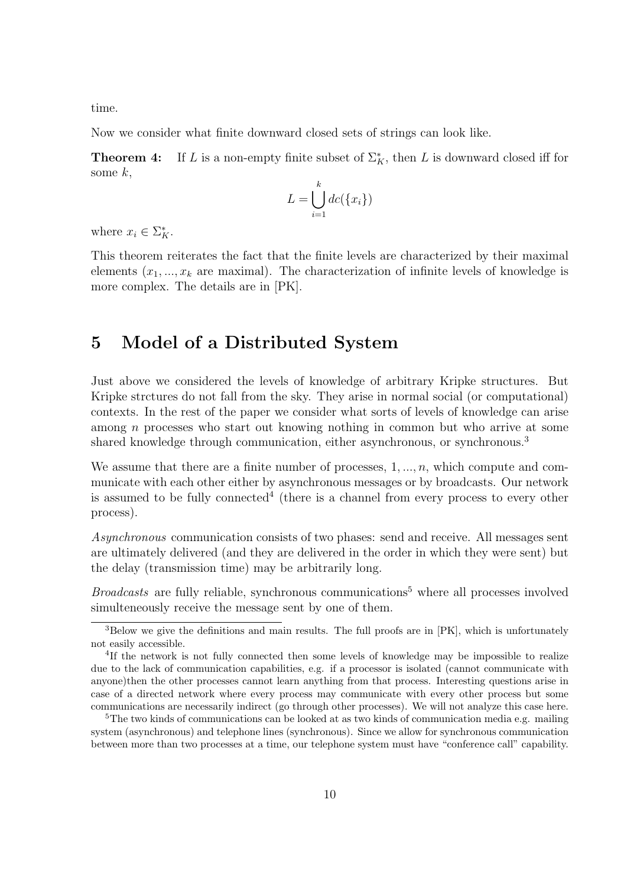time.

Now we consider what finite downward closed sets of strings can look like.

**Theorem 4:** If $L$ is a non-empty finite subset of $\Sigma_K^*$, then $L$ is downward closed iff for some $k$,

$$L = \bigcup_{i=1}^{k} dc(\{x_i\})$$

where $x_i \in \Sigma_K^*$.

This theorem reiterates the fact that the finite levels are characterized by their maximal elements ($x_1, ..., x_k$ are maximal). The characterization of infinite levels of knowledge is more complex. The details are in [PK].

# 5 Model of a Distributed System

Just above we considered the levels of knowledge of arbitrary Kripke structures. But Kripke strctures do not fall from the sky. They arise in normal social (or computational) contexts. In the rest of the paper we consider what sorts of levels of knowledge can arise among $n$ processes who start out knowing nothing in common but who arrive at some shared knowledge through communication, either asynchronous, or synchronous.[3]

We assume that there are a finite number of processes, $1, ..., n$, which compute and communicate with each other either by asynchronous messages or by broadcasts. Our network is assumed to be fully connected[4] (there is a channel from every process to every other process).

*Asynchronous* communication consists of two phases: send and receive. All messages sent are ultimately delivered (and they are delivered in the order in which they were sent) but the delay (transmission time) may be arbitrarily long.

*Broadcasts* are fully reliable, synchronous communications[5] where all processes involved simulteneously receive the message sent by one of them.

---

[3] Below we give the definitions and main results. The full proofs are in [PK], which is unfortunately not easily accessible.

[4] If the network is not fully connected then some levels of knowledge may be impossible to realize due to the lack of communication capabilities, e.g. if a processor is isolated (cannot communicate with anyone)then the other processes cannot learn anything from that process. Interesting questions arise in case of a directed network where every process may communicate with every other process but some communications are necessarily indirect (go through other processes). We will not analyze this case here.

[5] The two kinds of communications can be looked at as two kinds of communication media e.g. mailing system (asynchronous) and telephone lines (synchronous). Since we allow for synchronous communication between more than two processes at a time, our telephone system must have "conference call" capability.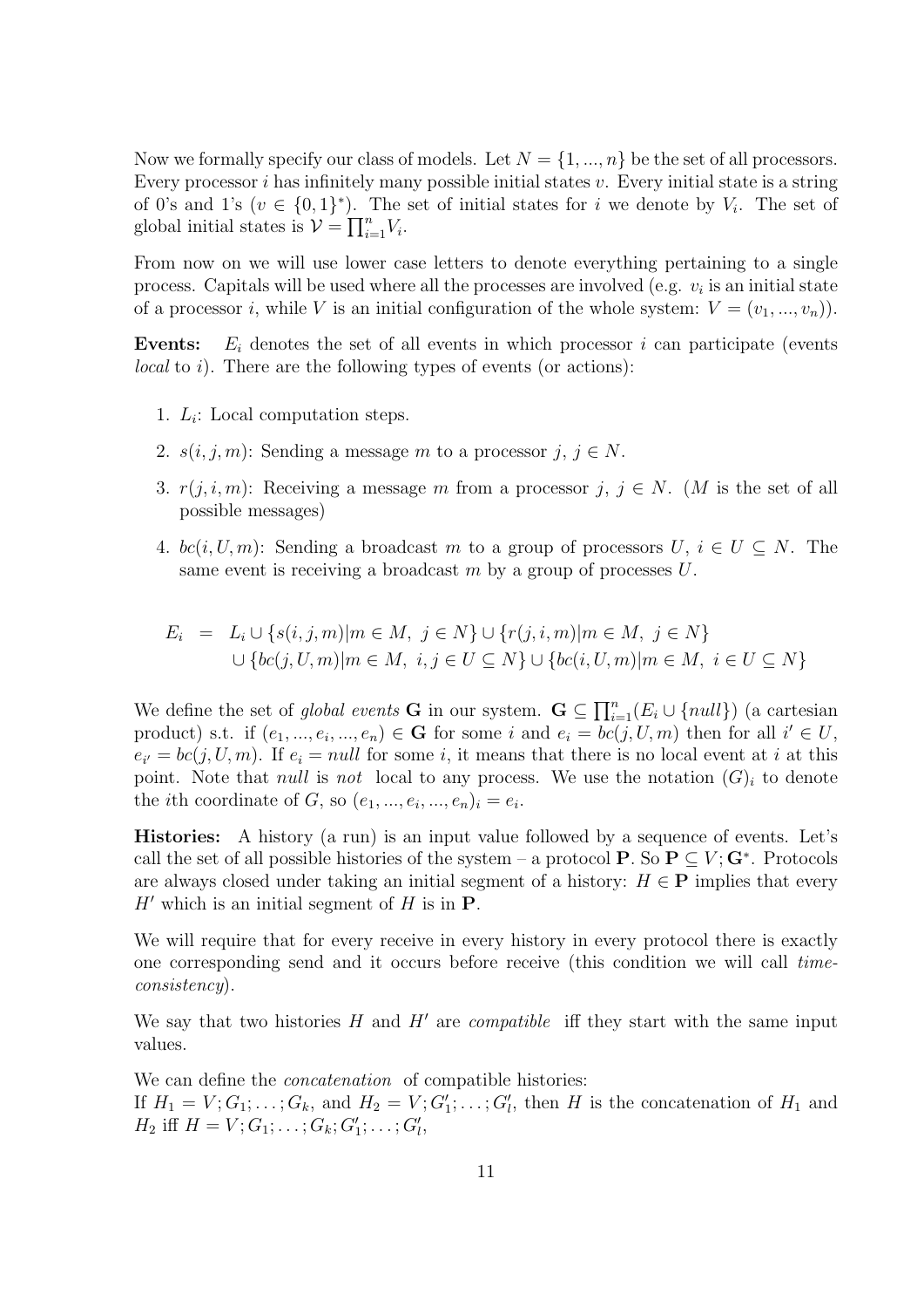Now we formally specify our class of models. Let $N = \{1, ..., n\}$ be the set of all processors. Every processor $i$ has infinitely many possible initial states $v$. Every initial state is a string of 0's and 1's ($v \in \{0,1\}^*$). The set of initial states for $i$ we denote by $V_i$. The set of global initial states is $\mathcal{V} = \prod_{i=1}^{n} V_i$.

From now on we will use lower case letters to denote everything pertaining to a single process. Capitals will be used where all the processes are involved (e.g. $v_i$ is an initial state of a processor $i$, while $V$ is an initial configuration of the whole system: $V = (v_1, ..., v_n)$).

**Events:** $E_i$ denotes the set of all events in which processor $i$ can participate (events *local* to $i$). There are the following types of events (or actions):

1. $L_i$: Local computation steps.
2. $s(i, j, m)$: Sending a message $m$ to a processor $j$, $j \in N$.
3. $r(j, i, m)$: Receiving a message $m$ from a processor $j$, $j \in N$. ($M$ is the set of all possible messages)
4. $bc(i, U, m)$: Sending a broadcast $m$ to a group of processors $U$, $i \in U \subseteq N$. The same event is receiving a broadcast $m$ by a group of processes $U$.

$$
\begin{aligned}
E_i \;\; = \;\; & L_i \cup \{s(i,j,m) | m \in M,\; j \in N\} \cup \{r(j,i,m) | m \in M,\; j \in N\} \\
& \cup \{bc(j,U,m) | m \in M,\; i, j \in U \subseteq N\} \cup \{bc(i,U,m) | m \in M,\; i \in U \subseteq N\}
\end{aligned}
$$

We define the set of *global events* $\mathbf{G}$ in our system. $\mathbf{G} \subseteq \prod_{i=1}^{n}(E_i \cup \{null\})$ (a cartesian product) s.t. if $(e_1, ..., e_i, ..., e_n) \in \mathbf{G}$ for some $i$ and $e_i = bc(j, U, m)$ then for all $i' \in U$, $e_{i'} = bc(j, U, m)$. If $e_i = null$ for some $i$, it means that there is no local event at $i$ at this point. Note that *null* is *not* local to any process. We use the notation $(G)_i$ to denote the $i$th coordinate of $G$, so $(e_1, ..., e_i, ..., e_n)_i = e_i$.

**Histories:** A history (a run) is an input value followed by a sequence of events. Let's call the set of all possible histories of the system – a protocol $\mathbf{P}$. So $\mathbf{P} \subseteq V; \mathbf{G}^*$. Protocols are always closed under taking an initial segment of a history: $H \in \mathbf{P}$ implies that every $H'$ which is an initial segment of $H$ is in $\mathbf{P}$.

We will require that for every receive in every history in every protocol there is exactly one corresponding send and it occurs before receive (this condition we will call *time-consistency*).

We say that two histories $H$ and $H'$ are *compatible* iff they start with the same input values.

We can define the *concatenation* of compatible histories:
If $H_1 = V; G_1; \ldots; G_k$, and $H_2 = V; G'_1; \ldots; G'_l$, then $H$ is the concatenation of $H_1$ and $H_2$ iff $H = V; G_1; \ldots; G_k; G'_1; \ldots; G'_l$,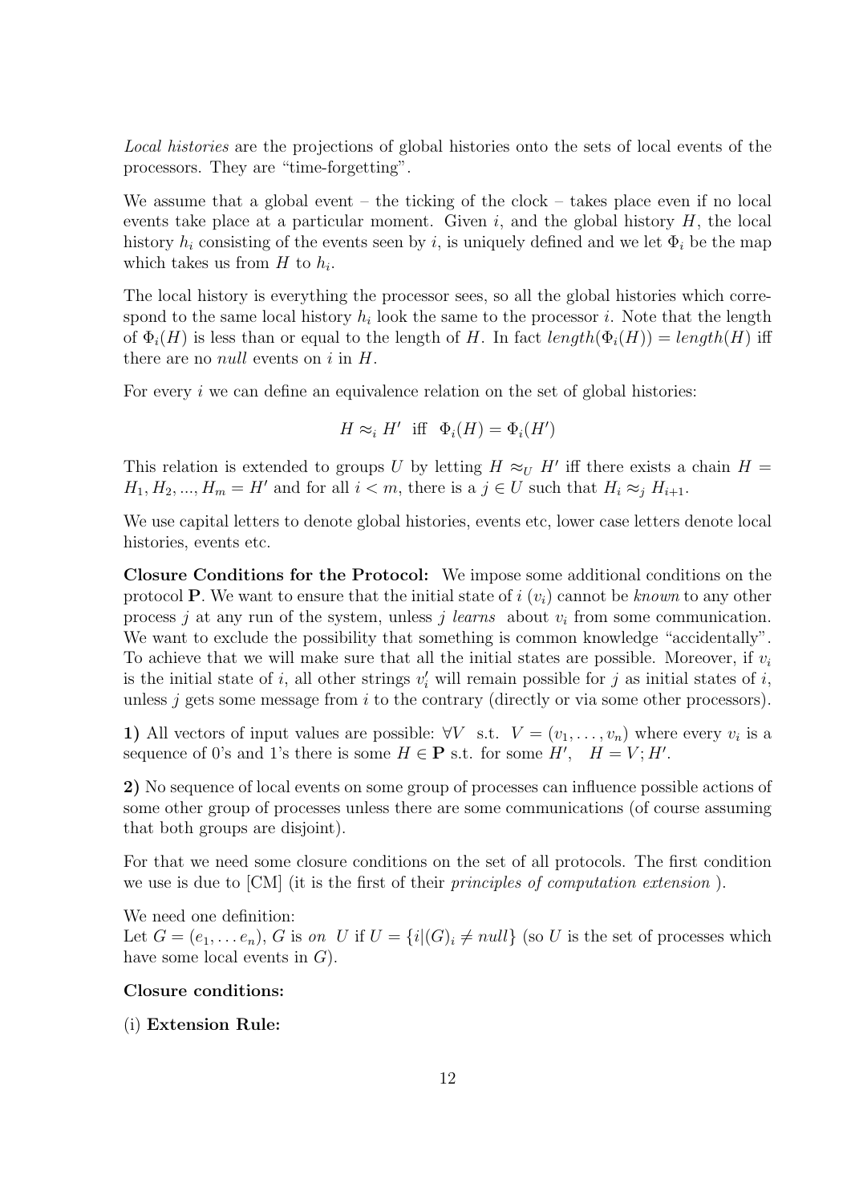*Local histories* are the projections of global histories onto the sets of local events of the processors. They are "time-forgetting".

We assume that a global event – the ticking of the clock – takes place even if no local events take place at a particular moment. Given $i$, and the global history $H$, the local history $h_i$ consisting of the events seen by $i$, is uniquely defined and we let $\Phi_i$ be the map which takes us from $H$ to $h_i$.

The local history is everything the processor sees, so all the global histories which correspond to the same local history $h_i$ look the same to the processor $i$. Note that the length of $\Phi_i(H)$ is less than or equal to the length of $H$. In fact $length(\Phi_i(H)) = length(H)$ iff there are no *null* events on $i$ in $H$.

For every $i$ we can define an equivalence relation on the set of global histories:

$$H \approx_i H' \text{ iff } \Phi_i(H) = \Phi_i(H')$$

This relation is extended to groups $U$ by letting $H \approx_U H'$ iff there exists a chain $H = H_1, H_2, ..., H_m = H'$ and for all $i < m$, there is a $j \in U$ such that $H_i \approx_j H_{i+1}$.

We use capital letters to denote global histories, events etc, lower case letters denote local histories, events etc.

**Closure Conditions for the Protocol:** We impose some additional conditions on the protocol $\mathbf{P}$. We want to ensure that the initial state of $i$ ($v_i$) cannot be *known* to any other process $j$ at any run of the system, unless $j$ *learns* about $v_i$ from some communication. We want to exclude the possibility that something is common knowledge "accidentally". To achieve that we will make sure that all the initial states are possible. Moreover, if $v_i$ is the initial state of $i$, all other strings $v'_i$ will remain possible for $j$ as initial states of $i$, unless $j$ gets some message from $i$ to the contrary (directly or via some other processors).

**1)** All vectors of input values are possible: $\forall V$ s.t. $V = (v_1, \ldots, v_n)$ where every $v_i$ is a sequence of 0's and 1's there is some $H \in \mathbf{P}$ s.t. for some $H'$, $H = V; H'$.

**2)** No sequence of local events on some group of processes can influence possible actions of some other group of processes unless there are some communications (of course assuming that both groups are disjoint).

For that we need some closure conditions on the set of all protocols. The first condition we use is due to [CM] (it is the first of their *principles of computation extension* ).

We need one definition:
Let $G = (e_1, \ldots e_n)$, $G$ is *on* $U$ if $U = \{i | (G)_i \neq null\}$ (so $U$ is the set of processes which have some local events in $G$).

**Closure conditions:**

(i) **Extension Rule:**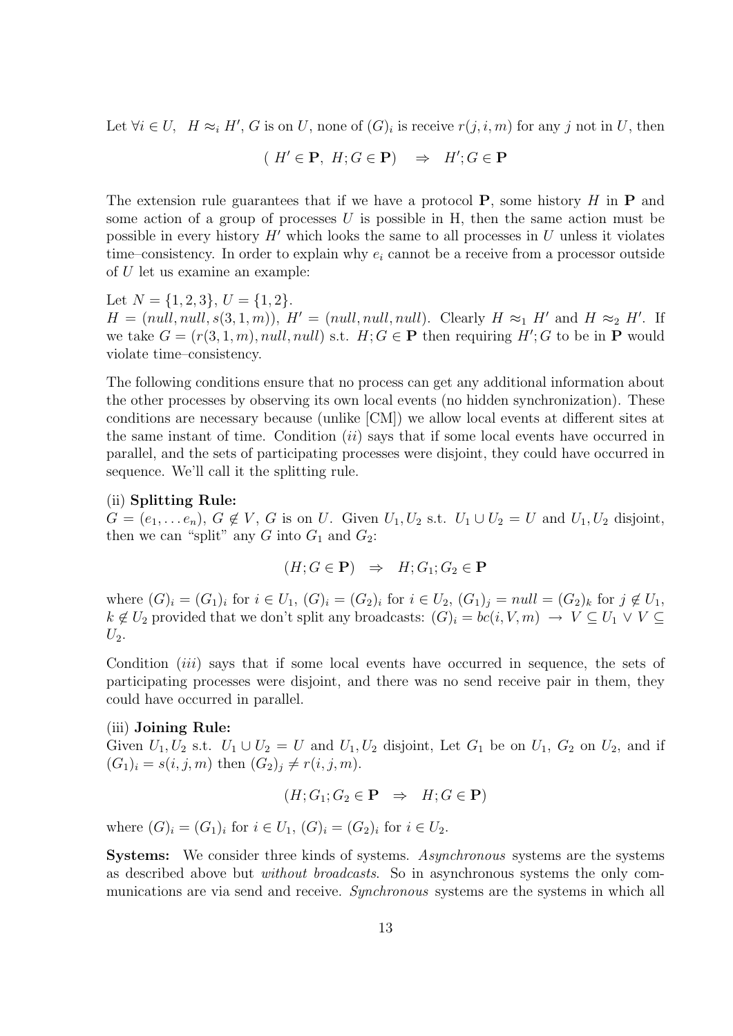Let $\forall i \in U, \;\; H \approx_i H'$, $G$ is on $U$, none of $(G)_i$ is receive $r(j, i, m)$ for any $j$ not in $U$, then

$$( \; H' \in \mathbf{P}, \; H;G \in \mathbf{P}) \quad \Rightarrow \quad H';G \in \mathbf{P}$$

The extension rule guarantees that if we have a protocol $\mathbf{P}$, some history $H$ in $\mathbf{P}$ and some action of a group of processes $U$ is possible in H, then the same action must be possible in every history $H'$ which looks the same to all processes in $U$ unless it violates time–consistency. In order to explain why $e_i$ cannot be a receive from a processor outside of $U$ let us examine an example:

Let $N = \{1, 2, 3\}$, $U = \{1, 2\}$.
$H = (null, null, s(3, 1, m))$, $H' = (null, null, null)$. Clearly $H \approx_1 H'$ and $H \approx_2 H'$. If we take $G = (r(3, 1, m), null, null)$ s.t. $H;G \in \mathbf{P}$ then requiring $H';G$ to be in $\mathbf{P}$ would violate time–consistency.

The following conditions ensure that no process can get any additional information about the other processes by observing its own local events (no hidden synchronization). These conditions are necessary because (unlike [CM]) we allow local events at different sites at the same instant of time. Condition $(ii)$ says that if some local events have occurred in parallel, and the sets of participating processes were disjoint, they could have occurred in sequence. We'll call it the splitting rule.

(ii) **Splitting Rule:**
$G = (e_1, \ldots e_n)$, $G \notin V$, $G$ is on $U$. Given $U_1, U_2$ s.t. $U_1 \cup U_2 = U$ and $U_1, U_2$ disjoint, then we can "split" any $G$ into $G_1$ and $G_2$:

$$(H;G \in \mathbf{P}) \quad \Rightarrow \quad H;G_1;G_2 \in \mathbf{P}$$

where $(G)_i = (G_1)_i$ for $i \in U_1$, $(G)_i = (G_2)_i$ for $i \in U_2$, $(G_1)_j = null = (G_2)_k$ for $j \notin U_1$, $k \notin U_2$ provided that we don't split any broadcasts: $(G)_i = bc(i, V, m) \;\rightarrow\; V \subseteq U_1 \vee V \subseteq U_2$.

Condition $(iii)$ says that if some local events have occurred in sequence, the sets of participating processes were disjoint, and there was no send receive pair in them, they could have occurred in parallel.

(iii) **Joining Rule:**
Given $U_1, U_2$ s.t. $U_1 \cup U_2 = U$ and $U_1, U_2$ disjoint, Let $G_1$ be on $U_1$, $G_2$ on $U_2$, and if $(G_1)_i = s(i, j, m)$ then $(G_2)_j \neq r(i, j, m)$.

$$(H;G_1;G_2 \in \mathbf{P} \quad \Rightarrow \quad H;G \in \mathbf{P})$$

where $(G)_i = (G_1)_i$ for $i \in U_1$, $(G)_i = (G_2)_i$ for $i \in U_2$.

**Systems:** We consider three kinds of systems. *Asynchronous* systems are the systems as described above but *without broadcasts*. So in asynchronous systems the only communications are via send and receive. *Synchronous* systems are the systems in which all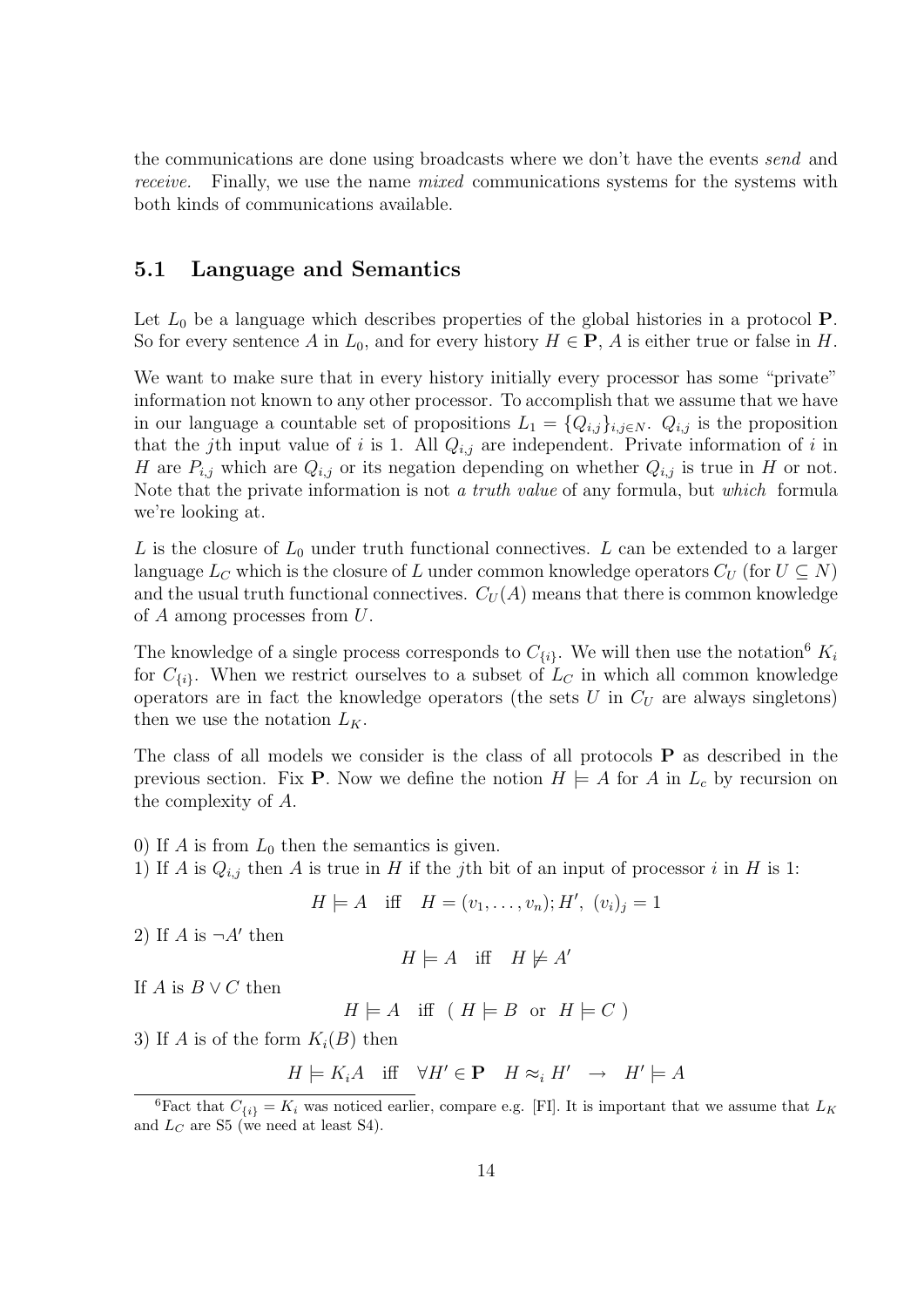the communications are done using broadcasts where we don't have the events *send* and *receive*. Finally, we use the name *mixed* communications systems for the systems with both kinds of communications available.

## 5.1 Language and Semantics

Let $L_0$ be a language which describes properties of the global histories in a protocol $\mathbf{P}$. So for every sentence $A$ in $L_0$, and for every history $H \in \mathbf{P}$, $A$ is either true or false in $H$.

We want to make sure that in every history initially every processor has some "private" information not known to any other processor. To accomplish that we assume that we have in our language a countable set of propositions $L_1 = \{Q_{i,j}\}_{i,j \in N}$. $Q_{i,j}$ is the proposition that the $j$th input value of $i$ is 1. All $Q_{i,j}$ are independent. Private information of $i$ in $H$ are $P_{i,j}$ which are $Q_{i,j}$ or its negation depending on whether $Q_{i,j}$ is true in $H$ or not. Note that the private information is not *a truth value* of any formula, but *which* formula we're looking at.

$L$ is the closure of $L_0$ under truth functional connectives. $L$ can be extended to a larger language $L_C$ which is the closure of $L$ under common knowledge operators $C_U$ (for $U \subseteq N$) and the usual truth functional connectives. $C_U(A)$ means that there is common knowledge of $A$ among processes from $U$.

The knowledge of a single process corresponds to $C_{\{i\}}$. We will then use the notation[6] $K_i$ for $C_{\{i\}}$. When we restrict ourselves to a subset of $L_C$ in which all common knowledge operators are in fact the knowledge operators (the sets $U$ in $C_U$ are always singletons) then we use the notation $L_K$.

The class of all models we consider is the class of all protocols $\mathbf{P}$ as described in the previous section. Fix $\mathbf{P}$. Now we define the notion $H \models A$ for $A$ in $L_c$ by recursion on the complexity of $A$.

0) If $A$ is from $L_0$ then the semantics is given.

1) If $A$ is $Q_{i,j}$ then $A$ is true in $H$ if the $j$th bit of an input of processor $i$ in $H$ is 1:

$$H \models A \quad \text{iff} \quad H = (v_1, \ldots, v_n); H',\ (v_i)_j = 1$$

2) If $A$ is $\neg A'$ then

$$H \models A \quad \text{iff} \quad H \not\models A'$$

If $A$ is $B \vee C$ then

$$H \models A \quad \text{iff} \quad (\ H \models B \ \text{ or } \ H \models C\ )$$

3) If $A$ is of the form $K_i(B)$ then

$$H \models K_i A \quad \text{iff} \quad \forall H' \in \mathbf{P} \quad H \approx_i H' \ \rightarrow \ H' \models A$$

[6] Fact that $C_{\{i\}} = K_i$ was noticed earlier, compare e.g. [FI]. It is important that we assume that $L_K$ and $L_C$ are S5 (we need at least S4).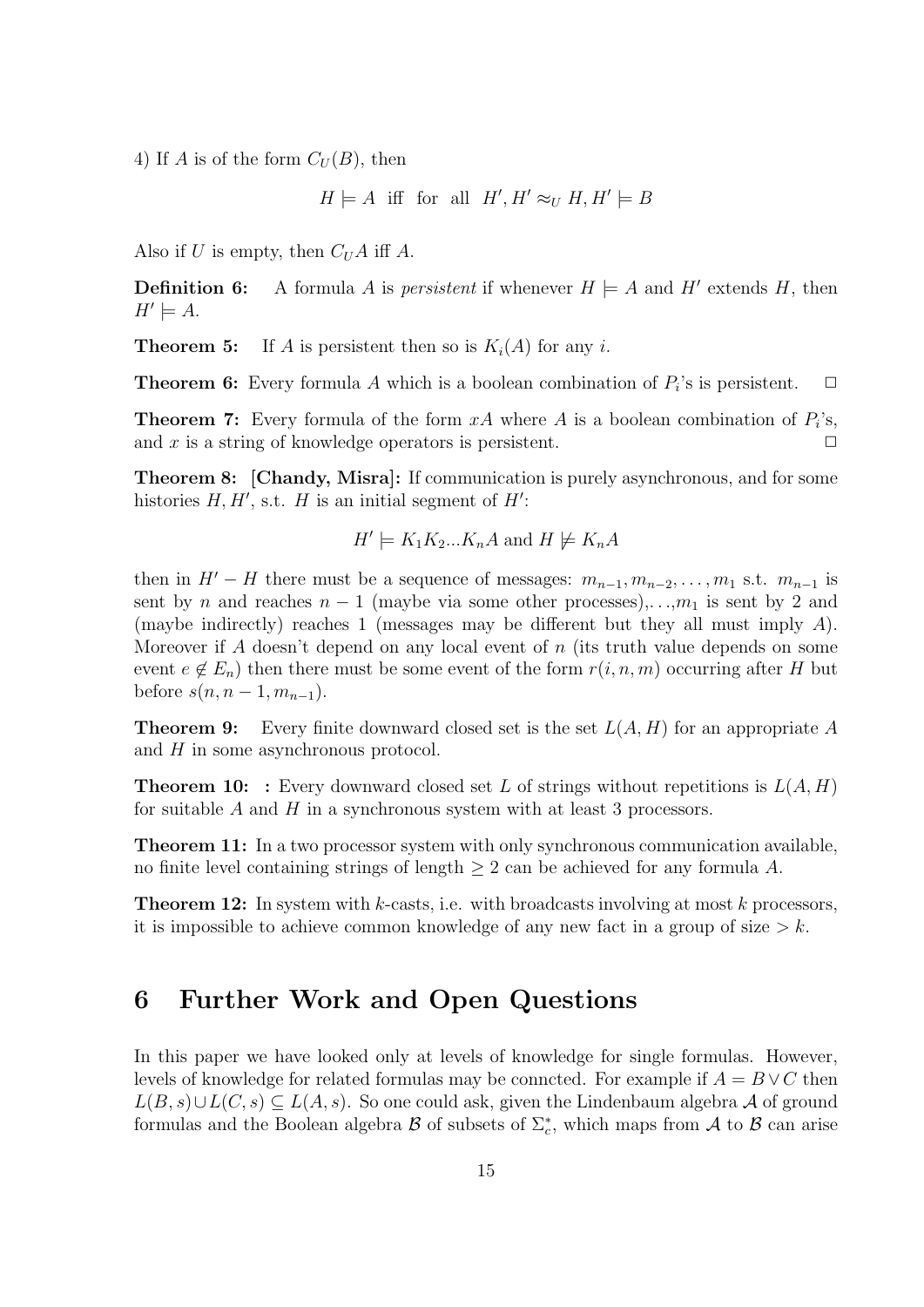4) If $A$ is of the form $C_U(B)$, then

$$H \models A \text{ iff for all } H', H' \approx_U H, H' \models B$$

Also if $U$ is empty, then $C_U A$ iff $A$.

**Definition 6:** A formula $A$ is *persistent* if whenever $H \models A$ and $H'$ extends $H$, then $H' \models A$.

**Theorem 5:** If $A$ is persistent then so is $K_i(A)$ for any $i$.

**Theorem 6:** Every formula $A$ which is a boolean combination of $P_i$'s is persistent. $\Box$

**Theorem 7:** Every formula of the form $xA$ where $A$ is a boolean combination of $P_i$'s, and $x$ is a string of knowledge operators is persistent. $\Box$

**Theorem 8: [Chandy, Misra]:** If communication is purely asynchronous, and for some histories $H, H'$, s.t. $H$ is an initial segment of $H'$:

$$H' \models K_1 K_2 ... K_n A \text{ and } H \not\models K_n A$$

then in $H' - H$ there must be a sequence of messages: $m_{n-1}, m_{n-2}, \ldots, m_1$ s.t. $m_{n-1}$ is sent by $n$ and reaches $n-1$ (maybe via some other processes),...,$m_1$ is sent by 2 and (maybe indirectly) reaches 1 (messages may be different but they all must imply $A$). Moreover if $A$ doesn't depend on any local event of $n$ (its truth value depends on some event $e \notin E_n$) then there must be some event of the form $r(i, n, m)$ occurring after $H$ but before $s(n, n-1, m_{n-1})$.

**Theorem 9:** Every finite downward closed set is the set $L(A, H)$ for an appropriate $A$ and $H$ in some asynchronous protocol.

**Theorem 10: :** Every downward closed set $L$ of strings without repetitions is $L(A, H)$ for suitable $A$ and $H$ in a synchronous system with at least 3 processors.

**Theorem 11:** In a two processor system with only synchronous communication available, no finite level containing strings of length $\geq 2$ can be achieved for any formula $A$.

**Theorem 12:** In system with $k$-casts, i.e. with broadcasts involving at most $k$ processors, it is impossible to achieve common knowledge of any new fact in a group of size $> k$.

# 6 Further Work and Open Questions

In this paper we have looked only at levels of knowledge for single formulas. However, levels of knowledge for related formulas may be conncted. For example if $A = B \vee C$ then $L(B, s) \cup L(C, s) \subseteq L(A, s)$. So one could ask, given the Lindenbaum algebra $\mathcal{A}$ of ground formulas and the Boolean algebra $\mathcal{B}$ of subsets of $\Sigma_c^*$, which maps from $\mathcal{A}$ to $\mathcal{B}$ can arise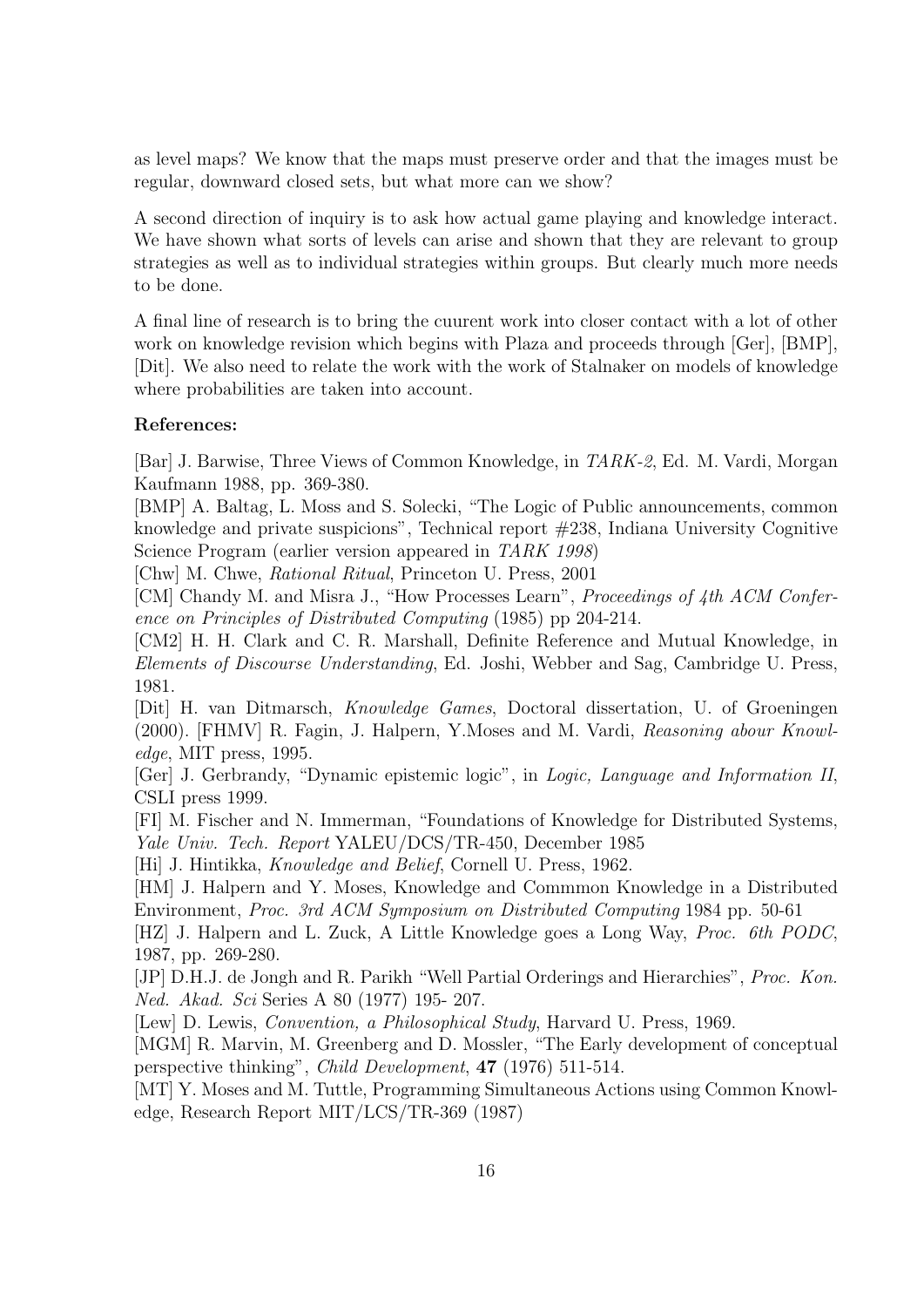as level maps? We know that the maps must preserve order and that the images must be regular, downward closed sets, but what more can we show?

A second direction of inquiry is to ask how actual game playing and knowledge interact. We have shown what sorts of levels can arise and shown that they are relevant to group strategies as well as to individual strategies within groups. But clearly much more needs to be done.

A final line of research is to bring the cuurent work into closer contact with a lot of other work on knowledge revision which begins with Plaza and proceeds through [Ger], [BMP], [Dit]. We also need to relate the work with the work of Stalnaker on models of knowledge where probabilities are taken into account.

**References:**

[Bar] J. Barwise, Three Views of Common Knowledge, in *TARK-2*, Ed. M. Vardi, Morgan Kaufmann 1988, pp. 369-380.

[BMP] A. Baltag, L. Moss and S. Solecki, "The Logic of Public announcements, common knowledge and private suspicions", Technical report #238, Indiana University Cognitive Science Program (earlier version appeared in *TARK 1998*)

[Chw] M. Chwe, *Rational Ritual*, Princeton U. Press, 2001

[CM] Chandy M. and Misra J., "How Processes Learn", *Proceedings of 4th ACM Conference on Principles of Distributed Computing* (1985) pp 204-214.

[CM2] H. H. Clark and C. R. Marshall, Definite Reference and Mutual Knowledge, in *Elements of Discourse Understanding*, Ed. Joshi, Webber and Sag, Cambridge U. Press, 1981.

[Dit] H. van Ditmarsch, *Knowledge Games*, Doctoral dissertation, U. of Groeningen (2000). [FHMV] R. Fagin, J. Halpern, Y.Moses and M. Vardi, *Reasoning abour Knowledge*, MIT press, 1995.

[Ger] J. Gerbrandy, "Dynamic epistemic logic", in *Logic, Language and Information II*, CSLI press 1999.

[FI] M. Fischer and N. Immerman, "Foundations of Knowledge for Distributed Systems, *Yale Univ. Tech. Report* YALEU/DCS/TR-450, December 1985

[Hi] J. Hintikka, *Knowledge and Belief*, Cornell U. Press, 1962.

[HM] J. Halpern and Y. Moses, Knowledge and Commmon Knowledge in a Distributed Environment, *Proc. 3rd ACM Symposium on Distributed Computing* 1984 pp. 50-61

[HZ] J. Halpern and L. Zuck, A Little Knowledge goes a Long Way, *Proc. 6th PODC*, 1987, pp. 269-280.

[JP] D.H.J. de Jongh and R. Parikh "Well Partial Orderings and Hierarchies", *Proc. Kon. Ned. Akad. Sci* Series A 80 (1977) 195- 207.

[Lew] D. Lewis, *Convention, a Philosophical Study*, Harvard U. Press, 1969.

[MGM] R. Marvin, M. Greenberg and D. Mossler, "The Early development of conceptual perspective thinking", *Child Development*, **47** (1976) 511-514.

[MT] Y. Moses and M. Tuttle, Programming Simultaneous Actions using Common Knowledge, Research Report MIT/LCS/TR-369 (1987)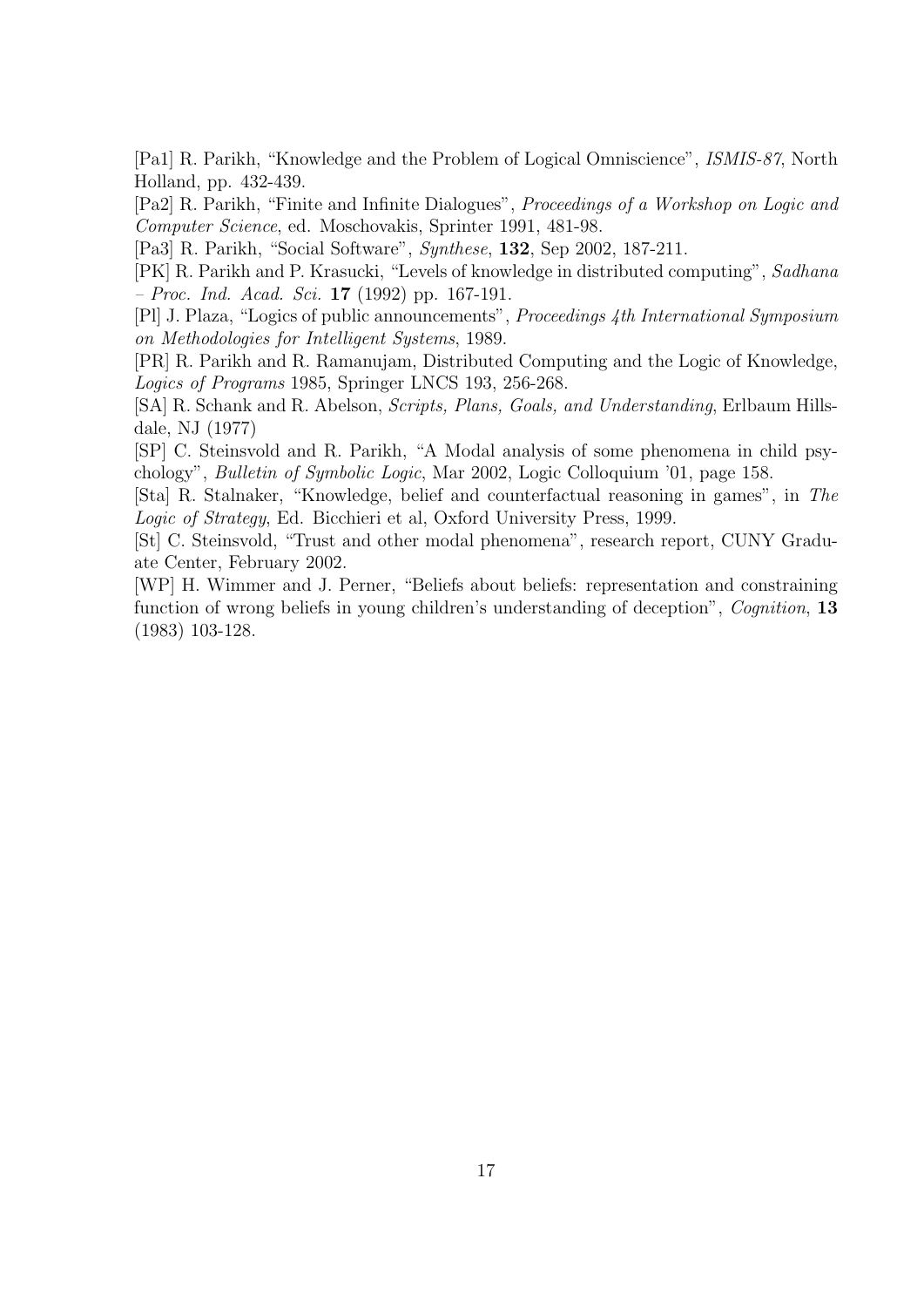[Pa1] R. Parikh, "Knowledge and the Problem of Logical Omniscience", *ISMIS-87*, North Holland, pp. 432-439.

[Pa2] R. Parikh, "Finite and Infinite Dialogues", *Proceedings of a Workshop on Logic and Computer Science*, ed. Moschovakis, Sprinter 1991, 481-98.

[Pa3] R. Parikh, "Social Software", *Synthese*, **132**, Sep 2002, 187-211.

[PK] R. Parikh and P. Krasucki, "Levels of knowledge in distributed computing", *Sadhana – Proc. Ind. Acad. Sci.* **17** (1992) pp. 167-191.

[Pl] J. Plaza, "Logics of public announcements", *Proceedings 4th International Symposium on Methodologies for Intelligent Systems*, 1989.

[PR] R. Parikh and R. Ramanujam, Distributed Computing and the Logic of Knowledge, *Logics of Programs* 1985, Springer LNCS 193, 256-268.

[SA] R. Schank and R. Abelson, *Scripts, Plans, Goals, and Understanding*, Erlbaum Hillsdale, NJ (1977)

[SP] C. Steinsvold and R. Parikh, "A Modal analysis of some phenomena in child psychology", *Bulletin of Symbolic Logic*, Mar 2002, Logic Colloquium '01, page 158.

[Sta] R. Stalnaker, "Knowledge, belief and counterfactual reasoning in games", in *The Logic of Strategy*, Ed. Bicchieri et al, Oxford University Press, 1999.

[St] C. Steinsvold, "Trust and other modal phenomena", research report, CUNY Graduate Center, February 2002.

[WP] H. Wimmer and J. Perner, "Beliefs about beliefs: representation and constraining function of wrong beliefs in young children's understanding of deception", *Cognition*, **13** (1983) 103-128.